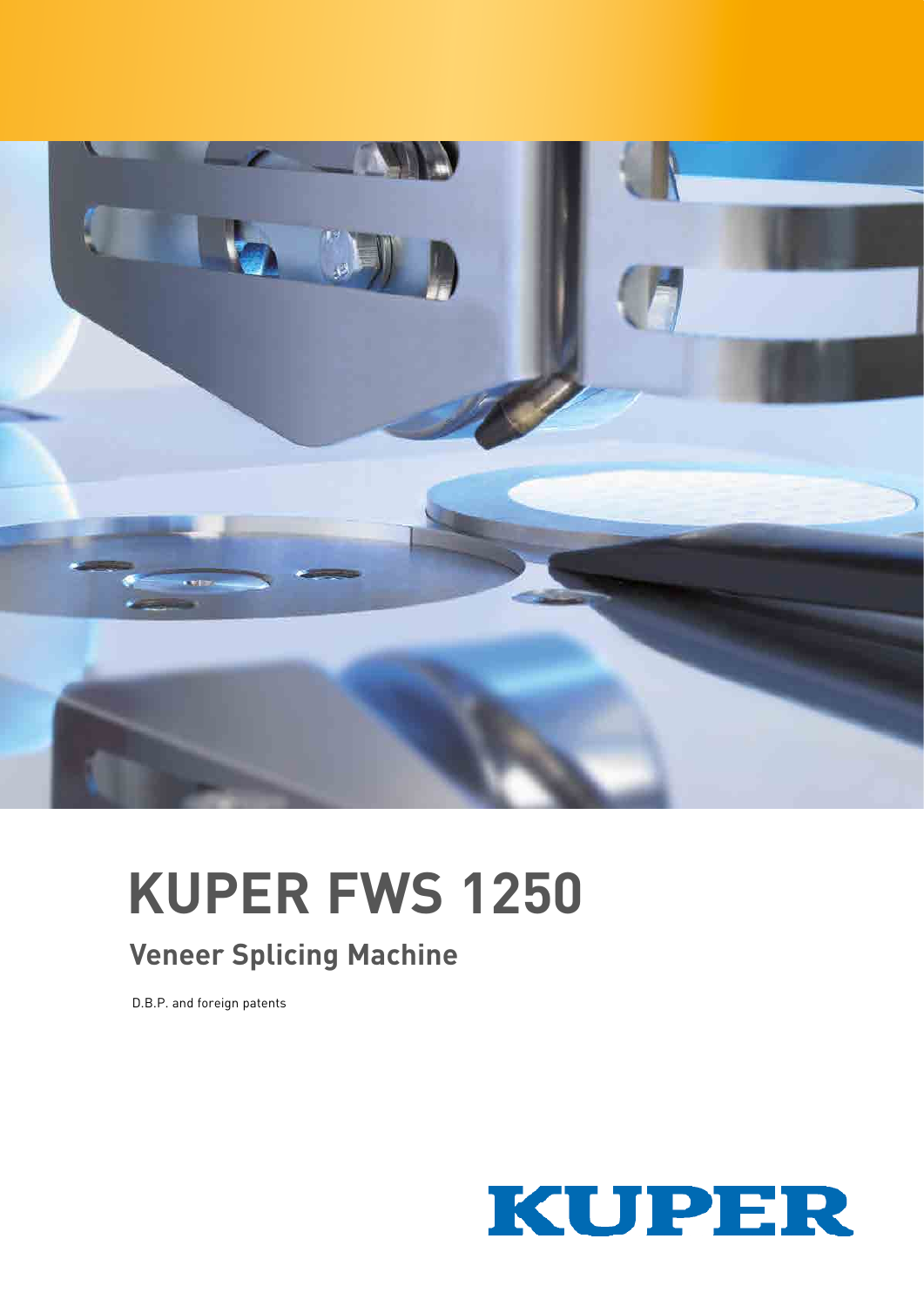# KUPER FWS 1250

## Veneer Splicing Machine

D.B.P. and foreign patents

KUPER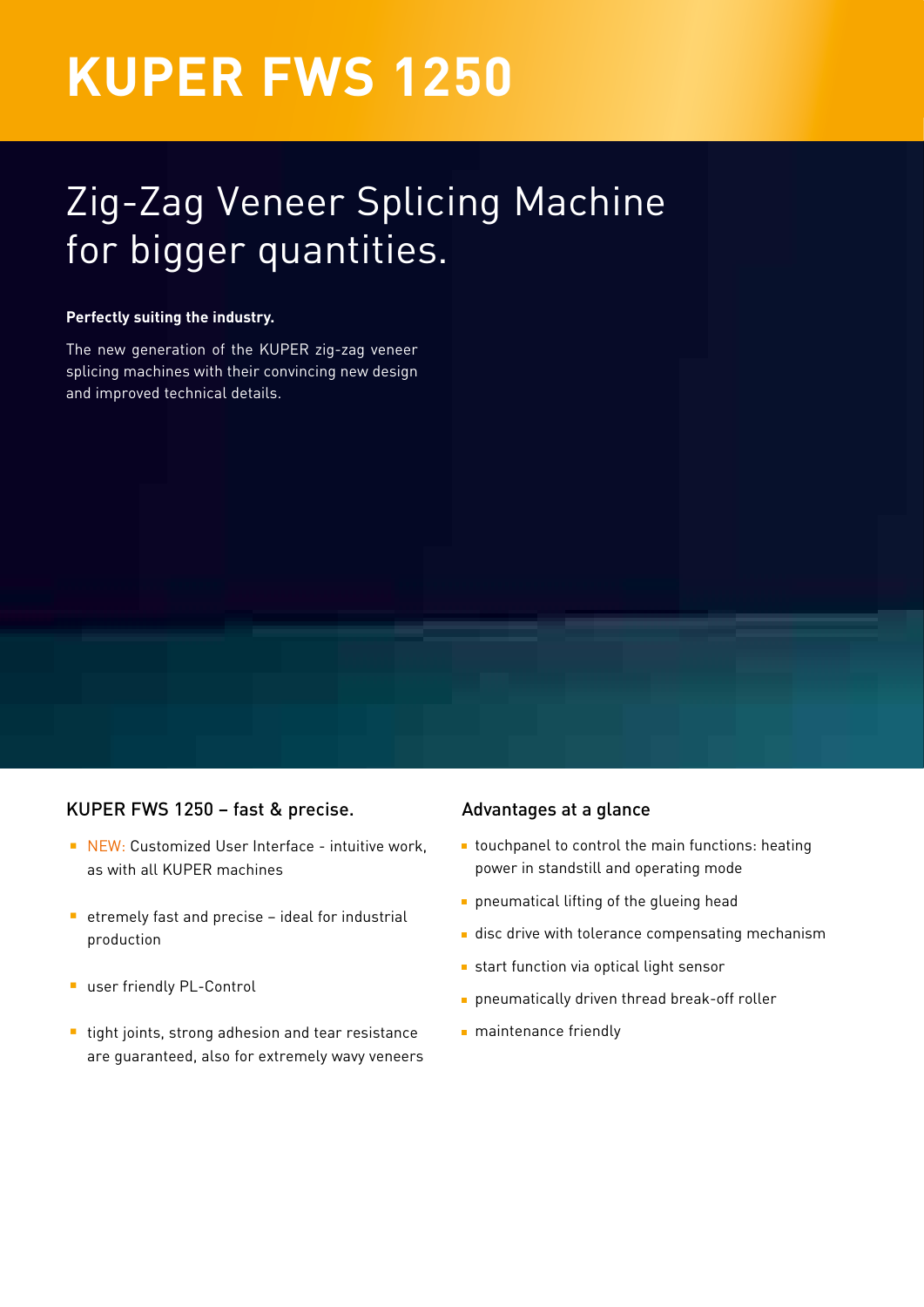# KUPER FWS 1250

## Zig-Zag Veneer Splicing Machine for bigger quantities.

**Perfectly suiting the industry.**

The new generation of the KUPER zig-zag veneer splicing machines with their convincing new design and improved technical details.

### KUPER FWS 1250 – fast & precise.

- NEW: Customized User Interface - intuitive work, as with all KUPER machines
- etremely fast and precise – ideal for industrial production
- user friendly PL-Control
- tight joints, strong adhesion and tear resistance are guaranteed, also for extremely wavy veneers

### Advantages at a glance

- touchpanel to control the main functions: heating power in standstill and operating mode
- pneumatical lifting of the glueing head
- disc drive with tolerance compensating mechanism
- start function via optical light sensor
- pneumatically driven thread break-off roller
- maintenance friendly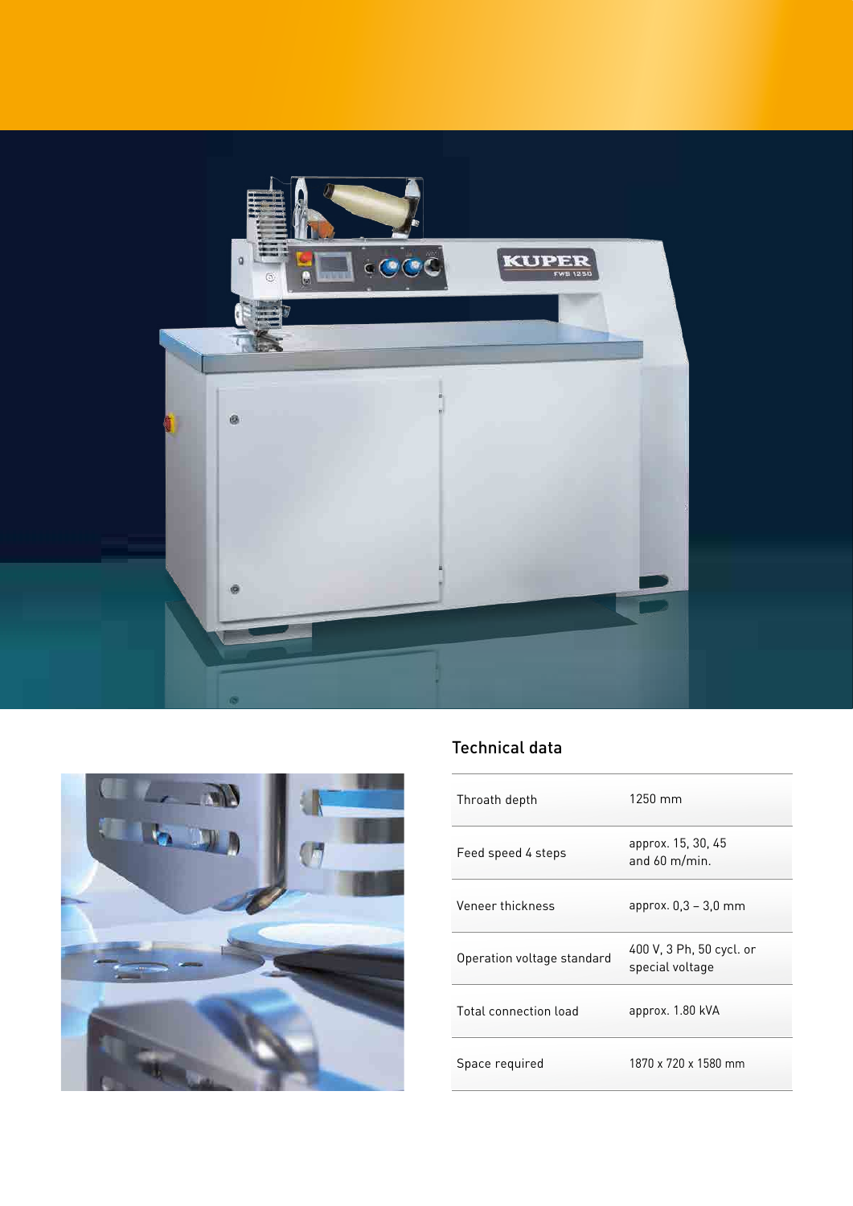## Technical data

| | |
|---|---|
| Throath depth | 1250 mm |
| Feed speed 4 steps | approx. 15, 30, 45 and 60 m/min. |
| Veneer thickness | approx. 0,3 – 3,0 mm |
| Operation voltage standard | 400 V, 3 Ph, 50 cycl. or special voltage |
| Total connection load | approx. 1.80 kVA |
| Space required | 1870 x 720 x 1580 mm |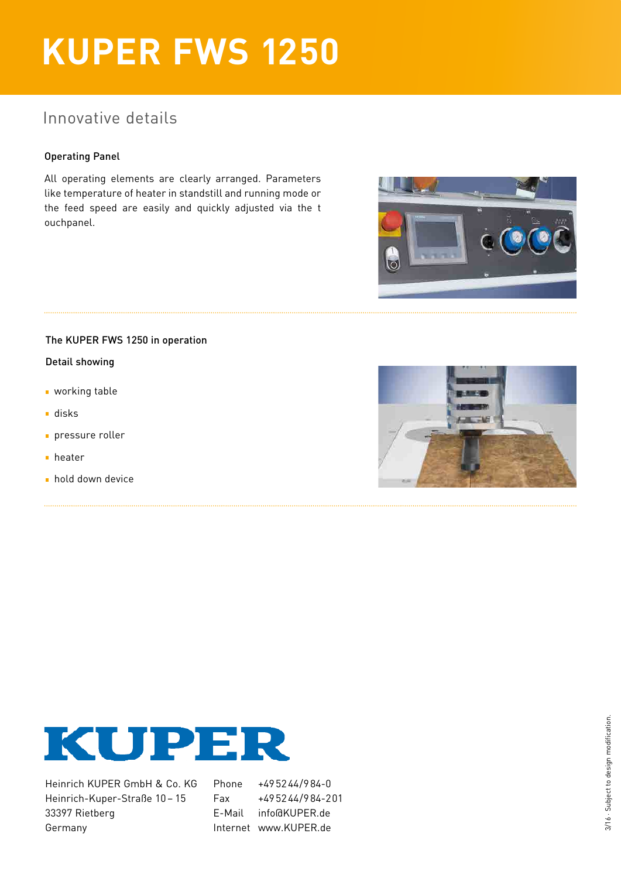# KUPER FWS 1250

## Innovative details

### Operating Panel

All operating elements are clearly arranged. Parameters like temperature of heater in standstill and running mode or the feed speed are easily and quickly adjusted via the t ouchpanel.

### The KUPER FWS 1250 in operation

**Detail showing**

- working table
- disks
- pressure roller
- heater
- hold down device

KUPER

Heinrich KUPER GmbH & Co. KG
Heinrich-Kuper-Straße 10 – 15
33397 Rietberg
Germany

Phone +49 52 44/9 84-0
Fax +49 52 44/9 84-201
E-Mail info@KUPER.de
Internet www.KUPER.de

3/16 · Subject to design modification.